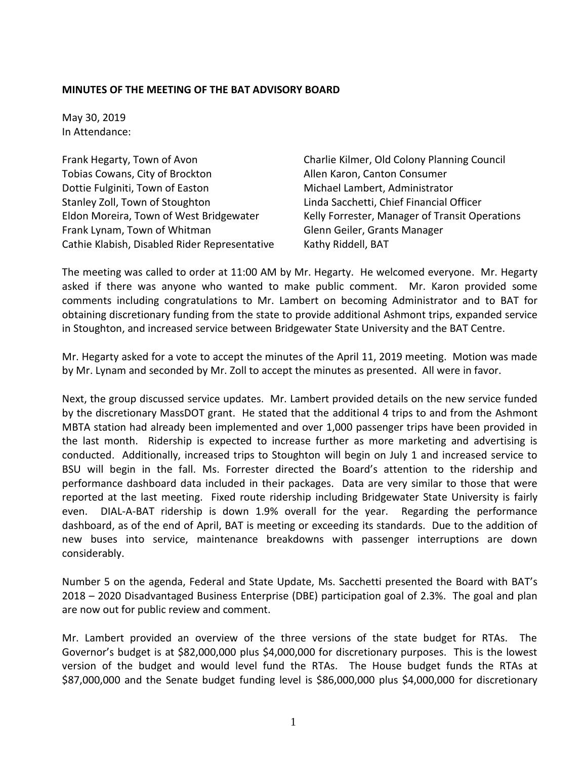**MINUTES OF THE MEETING OF THE BAT ADVISORY BOARD**

May 30, 2019
In Attendance:

Frank Hegarty, Town of Avon
Tobias Cowans, City of Brockton
Dottie Fulginiti, Town of Easton
Stanley Zoll, Town of Stoughton
Eldon Moreira, Town of West Bridgewater
Frank Lynam, Town of Whitman
Cathie Klabish, Disabled Rider Representative
Charlie Kilmer, Old Colony Planning Council
Allen Karon, Canton Consumer
Michael Lambert, Administrator
Linda Sacchetti, Chief Financial Officer
Kelly Forrester, Manager of Transit Operations
Glenn Geiler, Grants Manager
Kathy Riddell, BAT

The meeting was called to order at 11:00 AM by Mr. Hegarty. He welcomed everyone. Mr. Hegarty asked if there was anyone who wanted to make public comment. Mr. Karon provided some comments including congratulations to Mr. Lambert on becoming Administrator and to BAT for obtaining discretionary funding from the state to provide additional Ashmont trips, expanded service in Stoughton, and increased service between Bridgewater State University and the BAT Centre.

Mr. Hegarty asked for a vote to accept the minutes of the April 11, 2019 meeting. Motion was made by Mr. Lynam and seconded by Mr. Zoll to accept the minutes as presented. All were in favor.

Next, the group discussed service updates. Mr. Lambert provided details on the new service funded by the discretionary MassDOT grant. He stated that the additional 4 trips to and from the Ashmont MBTA station had already been implemented and over 1,000 passenger trips have been provided in the last month. Ridership is expected to increase further as more marketing and advertising is conducted. Additionally, increased trips to Stoughton will begin on July 1 and increased service to BSU will begin in the fall. Ms. Forrester directed the Board's attention to the ridership and performance dashboard data included in their packages. Data are very similar to those that were reported at the last meeting. Fixed route ridership including Bridgewater State University is fairly even. DIAL-A-BAT ridership is down 1.9% overall for the year. Regarding the performance dashboard, as of the end of April, BAT is meeting or exceeding its standards. Due to the addition of new buses into service, maintenance breakdowns with passenger interruptions are down considerably.

Number 5 on the agenda, Federal and State Update, Ms. Sacchetti presented the Board with BAT's 2018 – 2020 Disadvantaged Business Enterprise (DBE) participation goal of 2.3%. The goal and plan are now out for public review and comment.

Mr. Lambert provided an overview of the three versions of the state budget for RTAs. The Governor's budget is at $82,000,000 plus $4,000,000 for discretionary purposes. This is the lowest version of the budget and would level fund the RTAs. The House budget funds the RTAs at $87,000,000 and the Senate budget funding level is $86,000,000 plus $4,000,000 for discretionary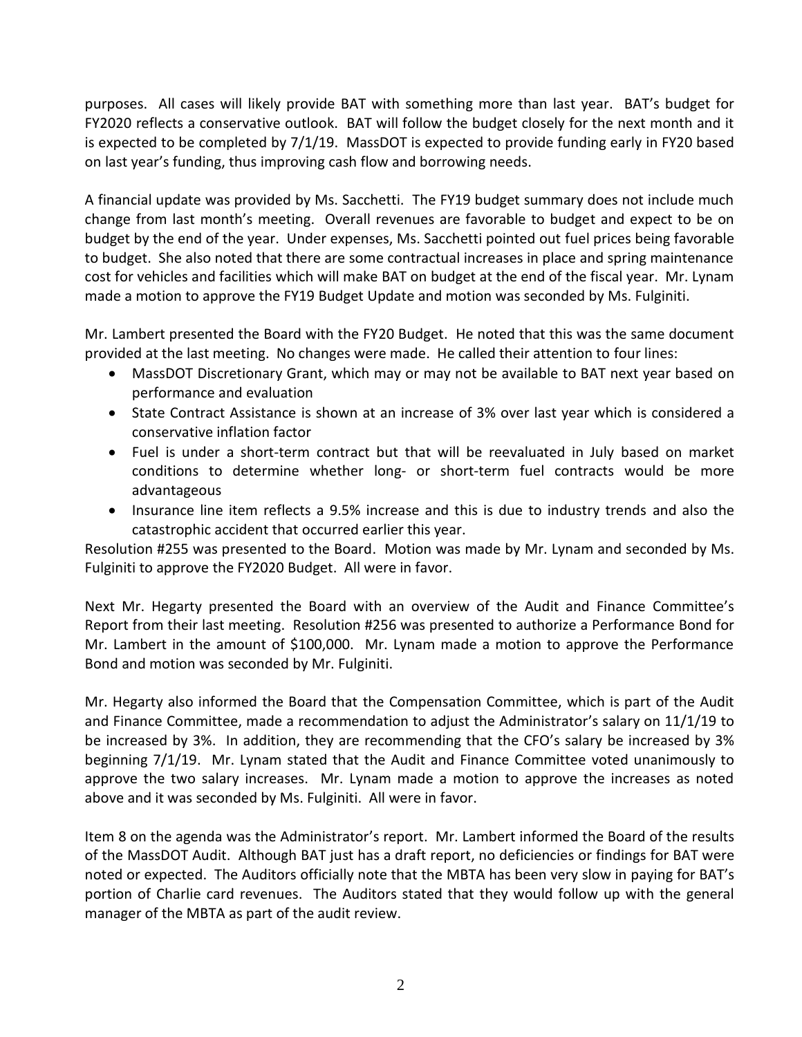purposes. All cases will likely provide BAT with something more than last year. BAT's budget for FY2020 reflects a conservative outlook. BAT will follow the budget closely for the next month and it is expected to be completed by 7/1/19. MassDOT is expected to provide funding early in FY20 based on last year's funding, thus improving cash flow and borrowing needs.

A financial update was provided by Ms. Sacchetti. The FY19 budget summary does not include much change from last month's meeting. Overall revenues are favorable to budget and expect to be on budget by the end of the year. Under expenses, Ms. Sacchetti pointed out fuel prices being favorable to budget. She also noted that there are some contractual increases in place and spring maintenance cost for vehicles and facilities which will make BAT on budget at the end of the fiscal year. Mr. Lynam made a motion to approve the FY19 Budget Update and motion was seconded by Ms. Fulginiti.

Mr. Lambert presented the Board with the FY20 Budget. He noted that this was the same document provided at the last meeting. No changes were made. He called their attention to four lines:

- MassDOT Discretionary Grant, which may or may not be available to BAT next year based on performance and evaluation
- State Contract Assistance is shown at an increase of 3% over last year which is considered a conservative inflation factor
- Fuel is under a short-term contract but that will be reevaluated in July based on market conditions to determine whether long- or short-term fuel contracts would be more advantageous
- Insurance line item reflects a 9.5% increase and this is due to industry trends and also the catastrophic accident that occurred earlier this year.

Resolution #255 was presented to the Board. Motion was made by Mr. Lynam and seconded by Ms. Fulginiti to approve the FY2020 Budget. All were in favor.

Next Mr. Hegarty presented the Board with an overview of the Audit and Finance Committee's Report from their last meeting. Resolution #256 was presented to authorize a Performance Bond for Mr. Lambert in the amount of $100,000. Mr. Lynam made a motion to approve the Performance Bond and motion was seconded by Mr. Fulginiti.

Mr. Hegarty also informed the Board that the Compensation Committee, which is part of the Audit and Finance Committee, made a recommendation to adjust the Administrator's salary on 11/1/19 to be increased by 3%. In addition, they are recommending that the CFO's salary be increased by 3% beginning 7/1/19. Mr. Lynam stated that the Audit and Finance Committee voted unanimously to approve the two salary increases. Mr. Lynam made a motion to approve the increases as noted above and it was seconded by Ms. Fulginiti. All were in favor.

Item 8 on the agenda was the Administrator's report. Mr. Lambert informed the Board of the results of the MassDOT Audit. Although BAT just has a draft report, no deficiencies or findings for BAT were noted or expected. The Auditors officially note that the MBTA has been very slow in paying for BAT's portion of Charlie card revenues. The Auditors stated that they would follow up with the general manager of the MBTA as part of the audit review.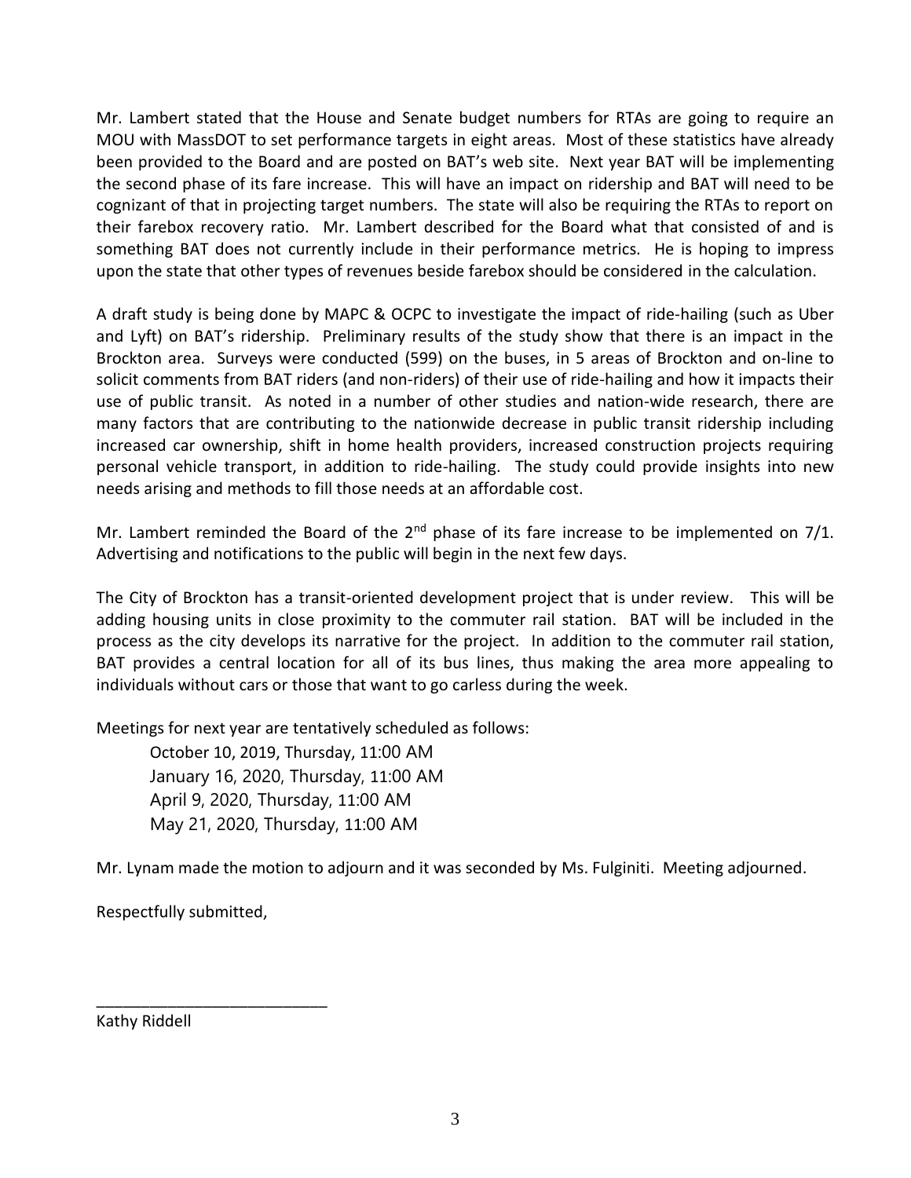Mr. Lambert stated that the House and Senate budget numbers for RTAs are going to require an MOU with MassDOT to set performance targets in eight areas. Most of these statistics have already been provided to the Board and are posted on BAT's web site. Next year BAT will be implementing the second phase of its fare increase. This will have an impact on ridership and BAT will need to be cognizant of that in projecting target numbers. The state will also be requiring the RTAs to report on their farebox recovery ratio. Mr. Lambert described for the Board what that consisted of and is something BAT does not currently include in their performance metrics. He is hoping to impress upon the state that other types of revenues beside farebox should be considered in the calculation.

A draft study is being done by MAPC & OCPC to investigate the impact of ride-hailing (such as Uber and Lyft) on BAT's ridership. Preliminary results of the study show that there is an impact in the Brockton area. Surveys were conducted (599) on the buses, in 5 areas of Brockton and on-line to solicit comments from BAT riders (and non-riders) of their use of ride-hailing and how it impacts their use of public transit. As noted in a number of other studies and nation-wide research, there are many factors that are contributing to the nationwide decrease in public transit ridership including increased car ownership, shift in home health providers, increased construction projects requiring personal vehicle transport, in addition to ride-hailing. The study could provide insights into new needs arising and methods to fill those needs at an affordable cost.

Mr. Lambert reminded the Board of the 2nd phase of its fare increase to be implemented on 7/1. Advertising and notifications to the public will begin in the next few days.

The City of Brockton has a transit-oriented development project that is under review. This will be adding housing units in close proximity to the commuter rail station. BAT will be included in the process as the city develops its narrative for the project. In addition to the commuter rail station, BAT provides a central location for all of its bus lines, thus making the area more appealing to individuals without cars or those that want to go carless during the week.

Meetings for next year are tentatively scheduled as follows:

October 10, 2019, Thursday, 11:00 AM
January 16, 2020, Thursday, 11:00 AM
April 9, 2020, Thursday, 11:00 AM
May 21, 2020, Thursday, 11:00 AM

Mr. Lynam made the motion to adjourn and it was seconded by Ms. Fulginiti. Meeting adjourned.

Respectfully submitted,

\_\_\_\_\_\_\_\_\_\_\_\_\_\_\_\_\_\_\_\_\_\_\_\_\_\_\_

Kathy Riddell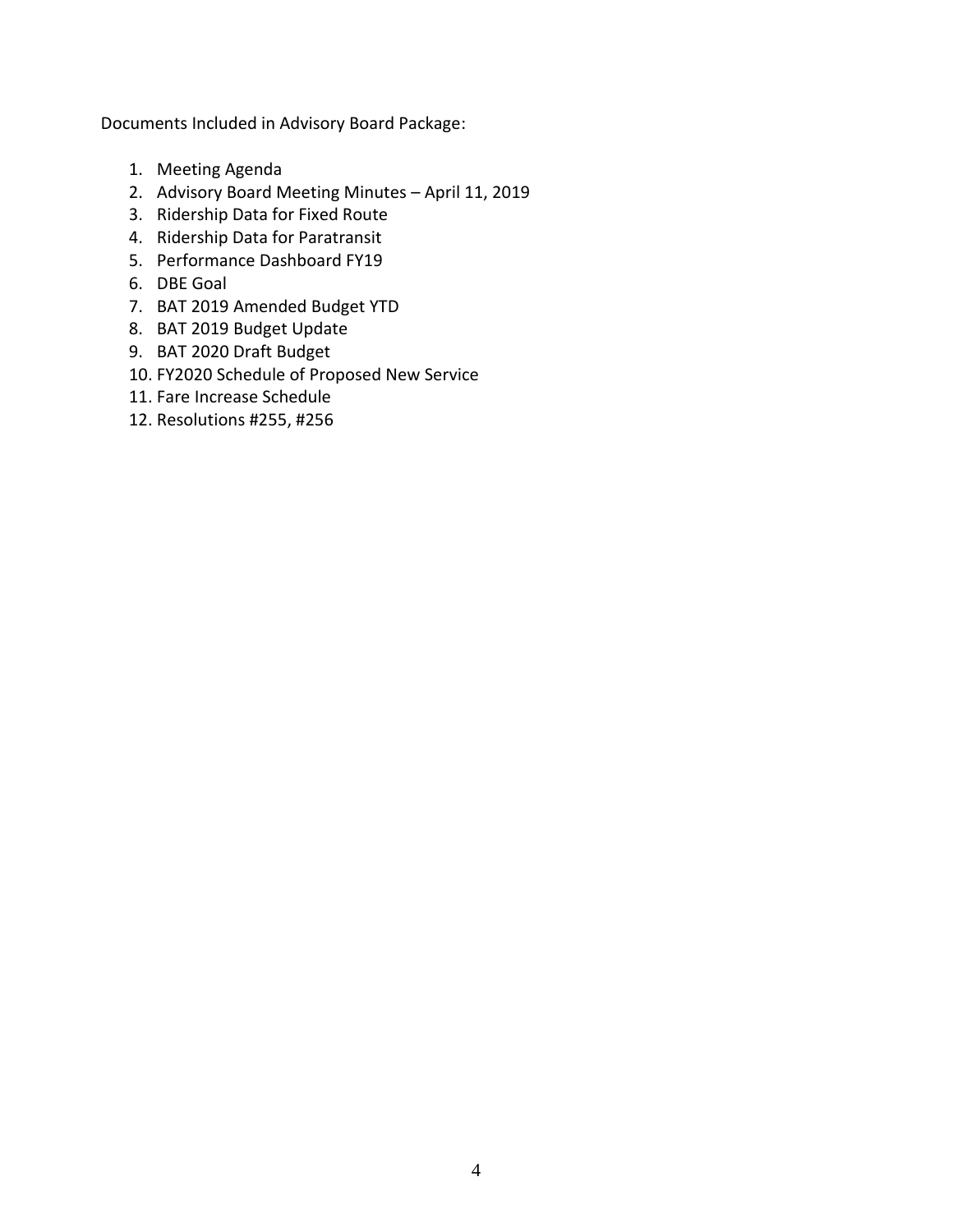Documents Included in Advisory Board Package:

1. Meeting Agenda
2. Advisory Board Meeting Minutes – April 11, 2019
3. Ridership Data for Fixed Route
4. Ridership Data for Paratransit
5. Performance Dashboard FY19
6. DBE Goal
7. BAT 2019 Amended Budget YTD
8. BAT 2019 Budget Update
9. BAT 2020 Draft Budget
10. FY2020 Schedule of Proposed New Service
11. Fare Increase Schedule
12. Resolutions #255, #256